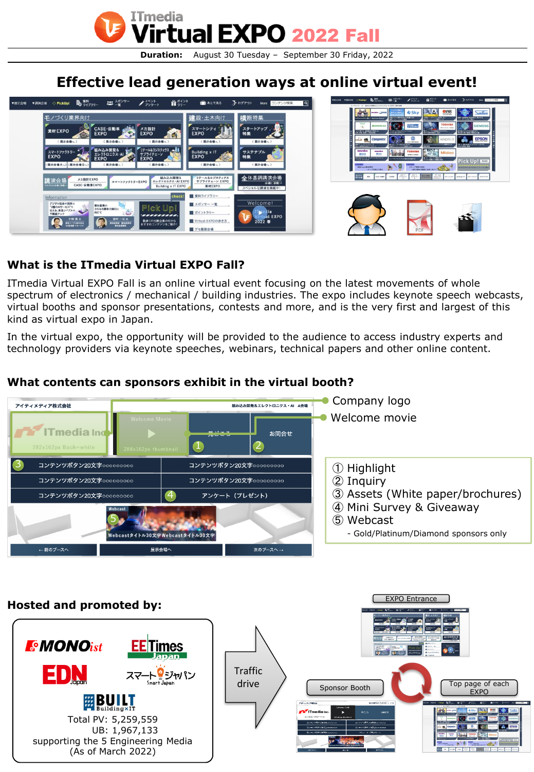# ITmedia Virtual EXPO 2022 Fall

**Duration:** August 30 Tuesday – September 30 Friday, 2022

## Effective lead generation ways at online virtual event!

### What is the ITmedia Virtual EXPO Fall?

ITmedia Virtual EXPO Fall is an online virtual event focusing on the latest movements of whole spectrum of electronics / mechanical / building industries. The expo includes keynote speech webcasts, virtual booths and sponsor presentations, contests and more, and is the very first and largest of this kind as virtual expo in Japan.

In the virtual expo, the opportunity will be provided to the audience to access industry experts and technology providers via keynote speeches, webinars, technical papers and other online content.

### What contents can sponsors exhibit in the virtual booth?

- Company logo
- Welcome movie

① Highlight
② Inquiry
③ Assets (White paper/brochures)
④ Mini Survey & Giveaway
⑤ Webcast
 - Gold/Platinum/Diamond sponsors only

### Hosted and promoted by:

MONOist, EE Times Japan, EDN Japan, スマートジャパン Smart Japan, BUILT Building×IT

Total PV: 5,259,559
UB: 1,967,133
supporting the 5 Engineering Media
(As of March 2022)

Traffic drive

EXPO Entrance

Sponsor Booth

Top page of each EXPO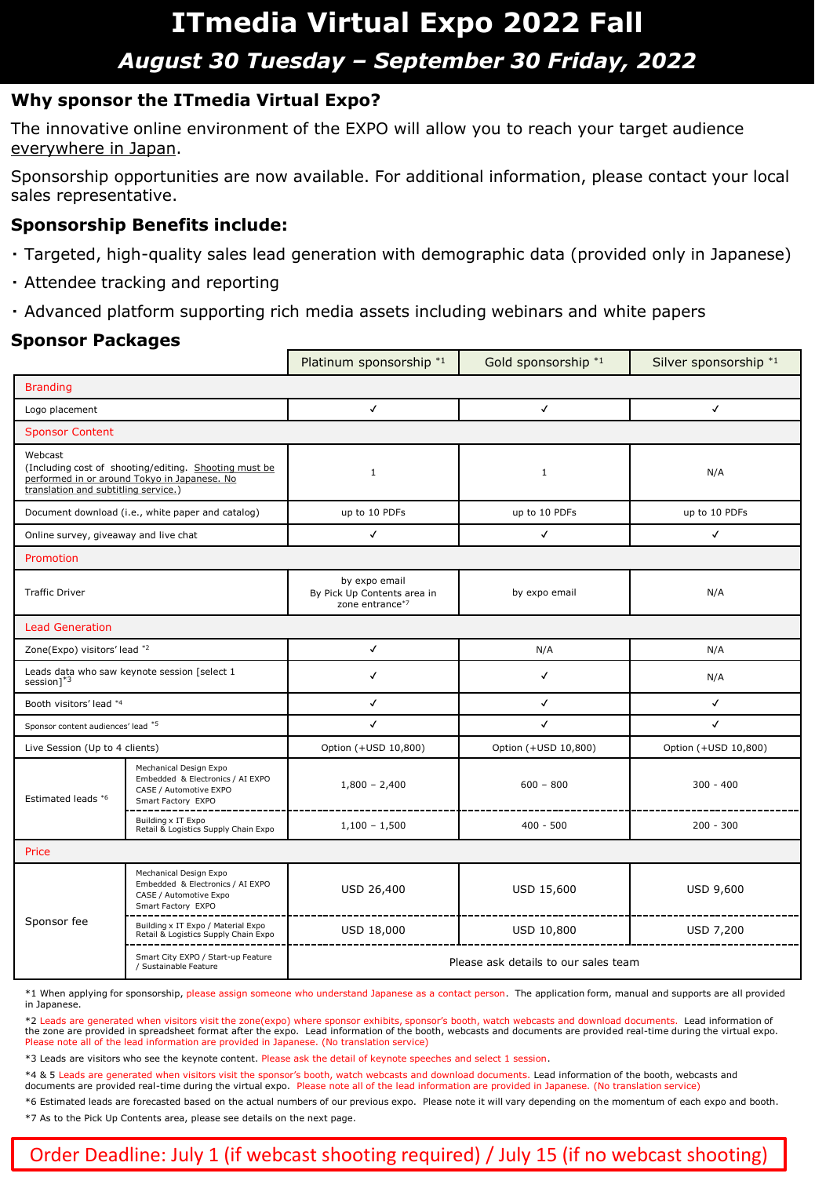# ITmedia Virtual Expo 2022 Fall

## *August 30 Tuesday – September 30 Friday, 2022*

### Why sponsor the ITmedia Virtual Expo?

The innovative online environment of the EXPO will allow you to reach your target audience everywhere in Japan.

Sponsorship opportunities are now available. For additional information, please contact your local sales representative.

### Sponsorship Benefits include:

- Targeted, high-quality sales lead generation with demographic data (provided only in Japanese)
- Attendee tracking and reporting
- Advanced platform supporting rich media assets including webinars and white papers

### Sponsor Packages

| | | Platinum sponsorship *1 | Gold sponsorship *1 | Silver sponsorship *1 |
|---|---|---|---|---|
| **Branding** | | | | |
| Logo placement | | ✓ | ✓ | ✓ |
| **Sponsor Content** | | | | |
| Webcast (Including cost of shooting/editing. Shooting must be performed in or around Tokyo in Japanese. No translation and subtitling service.) | | 1 | 1 | N/A |
| Document download (i.e., white paper and catalog) | | up to 10 PDFs | up to 10 PDFs | up to 10 PDFs |
| Online survey, giveaway and live chat | | ✓ | ✓ | ✓ |
| **Promotion** | | | | |
| Traffic Driver | | by expo email<br>By Pick Up Contents area in zone entrance*7 | by expo email | N/A |
| **Lead Generation** | | | | |
| Zone(Expo) visitors' lead *2 | | ✓ | N/A | N/A |
| Leads data who saw keynote session [select 1 session]*3 | | ✓ | ✓ | N/A |
| Booth visitors' lead *4 | | ✓ | ✓ | ✓ |
| Sponsor content audiences' lead *5 | | ✓ | ✓ | ✓ |
| Live Session (Up to 4 clients) | | Option (+USD 10,800) | Option (+USD 10,800) | Option (+USD 10,800) |
| Estimated leads *6 | Mechanical Design Expo<br>Embedded & Electronics / AI EXPO<br>CASE / Automotive EXPO<br>Smart Factory EXPO | 1,800 – 2,400 | 600 – 800 | 300 - 400 |
| | Building x IT Expo<br>Retail & Logistics Supply Chain Expo | 1,100 – 1,500 | 400 - 500 | 200 - 300 |
| **Price** | | | | |
| Sponsor fee | Mechanical Design Expo<br>Embedded & Electronics / AI EXPO<br>CASE / Automotive Expo<br>Smart Factory EXPO | USD 26,400 | USD 15,600 | USD 9,600 |
| | Building x IT Expo / Material Expo<br>Retail & Logistics Supply Chain Expo | USD 18,000 | USD 10,800 | USD 7,200 |
| | Smart City EXPO / Start-up Feature / Sustainable Feature | Please ask details to our sales team | | |

*1 When applying for sponsorship, please assign someone who understand Japanese as a contact person. The application form, manual and supports are all provided in Japanese.

*2 Leads are generated when visitors visit the zone(expo) where sponsor exhibits, sponsor's booth, watch webcasts and download documents. Lead information of the zone are provided in spreadsheet format after the expo. Lead information of the booth, webcasts and documents are provided real-time during the virtual expo. Please note all of the lead information are provided in Japanese. (No translation service)

*3 Leads are visitors who see the keynote content. Please ask the detail of keynote speeches and select 1 session.

*4 & 5 Leads are generated when visitors visit the sponsor's booth, watch webcasts and download documents. Lead information of the booth, webcasts and documents are provided real-time during the virtual expo. Please note all of the lead information are provided in Japanese. (No translation service)

*6 Estimated leads are forecasted based on the actual numbers of our previous expo. Please note it will vary depending on the momentum of each expo and booth.

*7 As to the Pick Up Contents area, please see details on the next page.

**Order Deadline: July 1 (if webcast shooting required) / July 15 (if no webcast shooting)**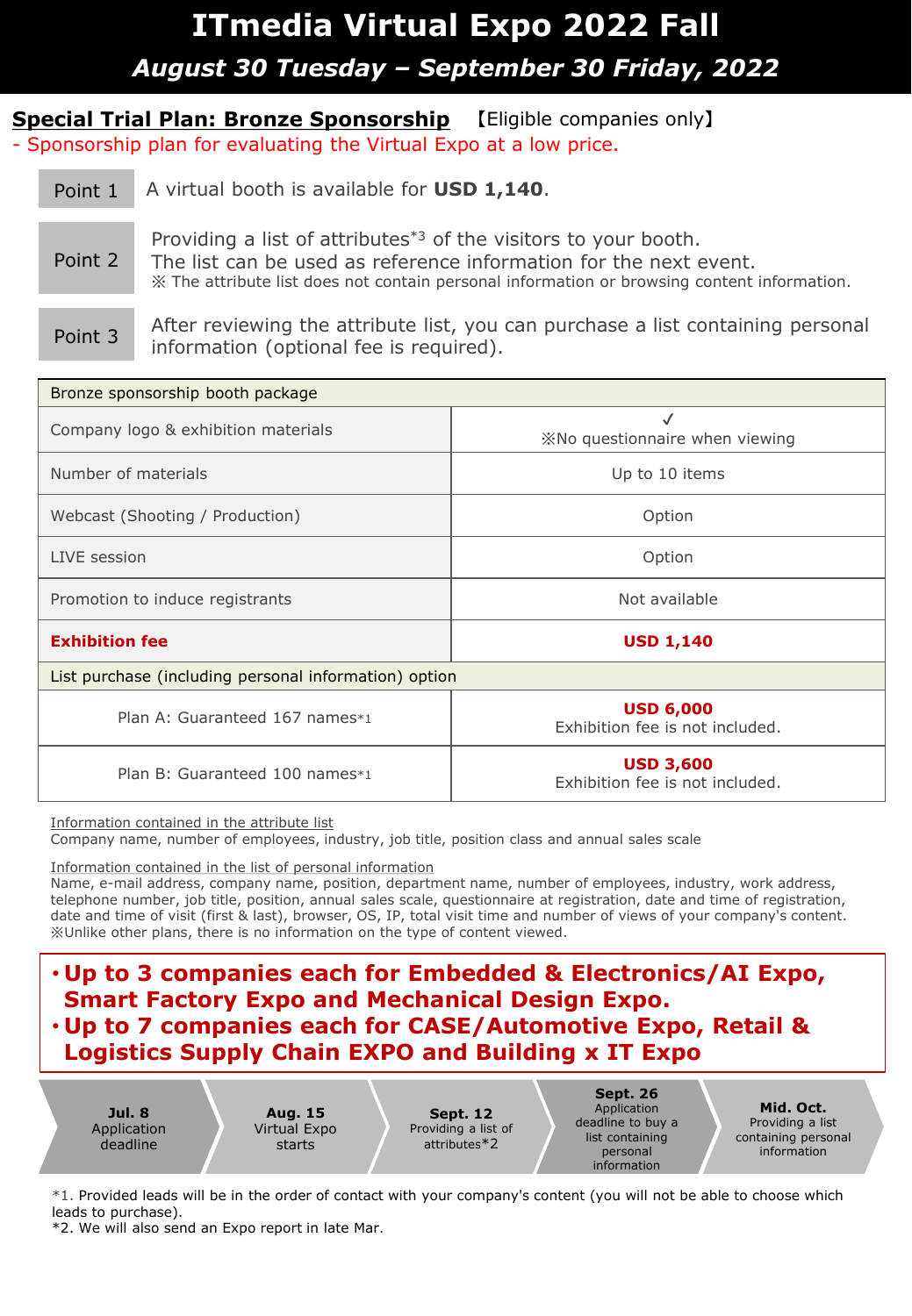# ITmedia Virtual Expo 2022 Fall

## *August 30 Tuesday – September 30 Friday, 2022*

**Special Trial Plan: Bronze Sponsorship** 【Eligible companies only】

- Sponsorship plan for evaluating the Virtual Expo at a low price.

**Point 1** A virtual booth is available for **USD 1,140**.

**Point 2** Providing a list of attributes[*3] of the visitors to your booth.
The list can be used as reference information for the next event.
※ The attribute list does not contain personal information or browsing content information.

**Point 3** After reviewing the attribute list, you can purchase a list containing personal information (optional fee is required).

| Bronze sponsorship booth package | |
|---|---|
| Company logo & exhibition materials | ✓<br>※No questionnaire when viewing |
| Number of materials | Up to 10 items |
| Webcast (Shooting / Production) | Option |
| LIVE session | Option |
| Promotion to induce registrants | Not available |
| **Exhibition fee** | **USD 1,140** |
| List purchase (including personal information) option | |
| Plan A: Guaranteed 167 names*1 | **USD 6,000**<br>Exhibition fee is not included. |
| Plan B: Guaranteed 100 names*1 | **USD 3,600**<br>Exhibition fee is not included. |

Information contained in the attribute list
Company name, number of employees, industry, job title, position class and annual sales scale

Information contained in the list of personal information
Name, e-mail address, company name, position, department name, number of employees, industry, work address, telephone number, job title, position, annual sales scale, questionnaire at registration, date and time of registration, date and time of visit (first & last), browser, OS, IP, total visit time and number of views of your company's content.
※Unlike other plans, there is no information on the type of content viewed.

- **Up to 3 companies each for Embedded & Electronics/AI Expo, Smart Factory Expo and Mechanical Design Expo.**
- **Up to 7 companies each for CASE/Automotive Expo, Retail & Logistics Supply Chain EXPO and Building x IT Expo**

**Jul. 8** Application deadline → **Aug. 15** Virtual Expo starts → **Sept. 12** Providing a list of attributes*2 → **Sept. 26** Application deadline to buy a list containing personal information → **Mid. Oct.** Providing a list containing personal information

*1. Provided leads will be in the order of contact with your company's content (you will not be able to choose which leads to purchase).
*2. We will also send an Expo report in late Mar.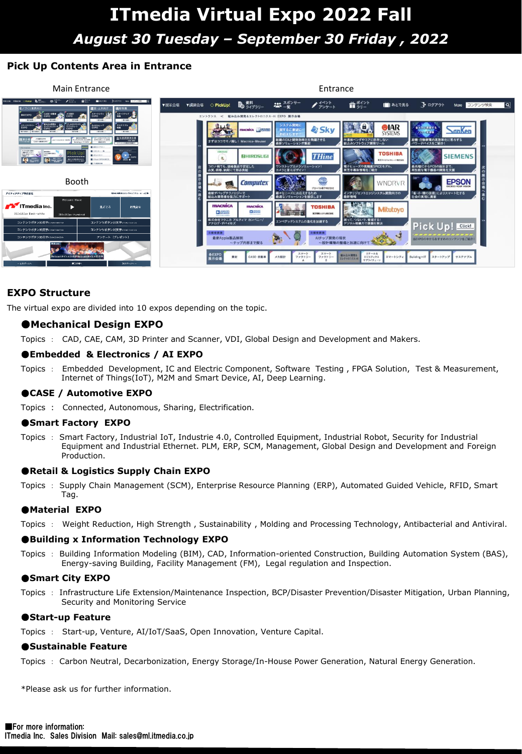# ITmedia Virtual Expo 2022 Fall

## *August 30 Tuesday – September 30 Friday , 2022*

## Pick Up Contents Area in Entrance

Main Entrance

Entrance

Booth

## EXPO Structure

The virtual expo are divided into 10 expos depending on the topic.

### ●Mechanical Design EXPO

Topics : CAD, CAE, CAM, 3D Printer and Scanner, VDI, Global Design and Development and Makers.

### ●Embedded & Electronics / AI EXPO

Topics : Embedded Development, IC and Electric Component, Software Testing , FPGA Solution, Test & Measurement, Internet of Things(IoT), M2M and Smart Device, AI, Deep Learning.

### ●CASE / Automotive EXPO

Topics : Connected, Autonomous, Sharing, Electrification.

### ●Smart Factory EXPO

Topics : Smart Factory, Industrial IoT, Industrie 4.0, Controlled Equipment, Industrial Robot, Security for Industrial Equipment and Industrial Ethernet. PLM, ERP, SCM, Management, Global Design and Development and Foreign Production.

### ●Retail & Logistics Supply Chain EXPO

Topics : Supply Chain Management (SCM), Enterprise Resource Planning (ERP), Automated Guided Vehicle, RFID, Smart Tag.

### ●Material EXPO

Topics : Weight Reduction, High Strength , Sustainability , Molding and Processing Technology, Antibacterial and Antiviral.

### ●Building x Information Technology EXPO

Topics : Building Information Modeling (BIM), CAD, Information-oriented Construction, Building Automation System (BAS), Energy-saving Building, Facility Management (FM), Legal regulation and Inspection.

### ●Smart City EXPO

Topics : Infrastructure Life Extension/Maintenance Inspection, BCP/Disaster Prevention/Disaster Mitigation, Urban Planning, Security and Monitoring Service

### ●Start-up Feature

Topics : Start-up, Venture, AI/IoT/SaaS, Open Innovation, Venture Capital.

### ●Sustainable Feature

Topics : Carbon Neutral, Decarbonization, Energy Storage/In-House Power Generation, Natural Energy Generation.

*Please ask us for further information.

■For more information:
ITmedia Inc. Sales Division Mail: sales@ml.itmedia.co.jp